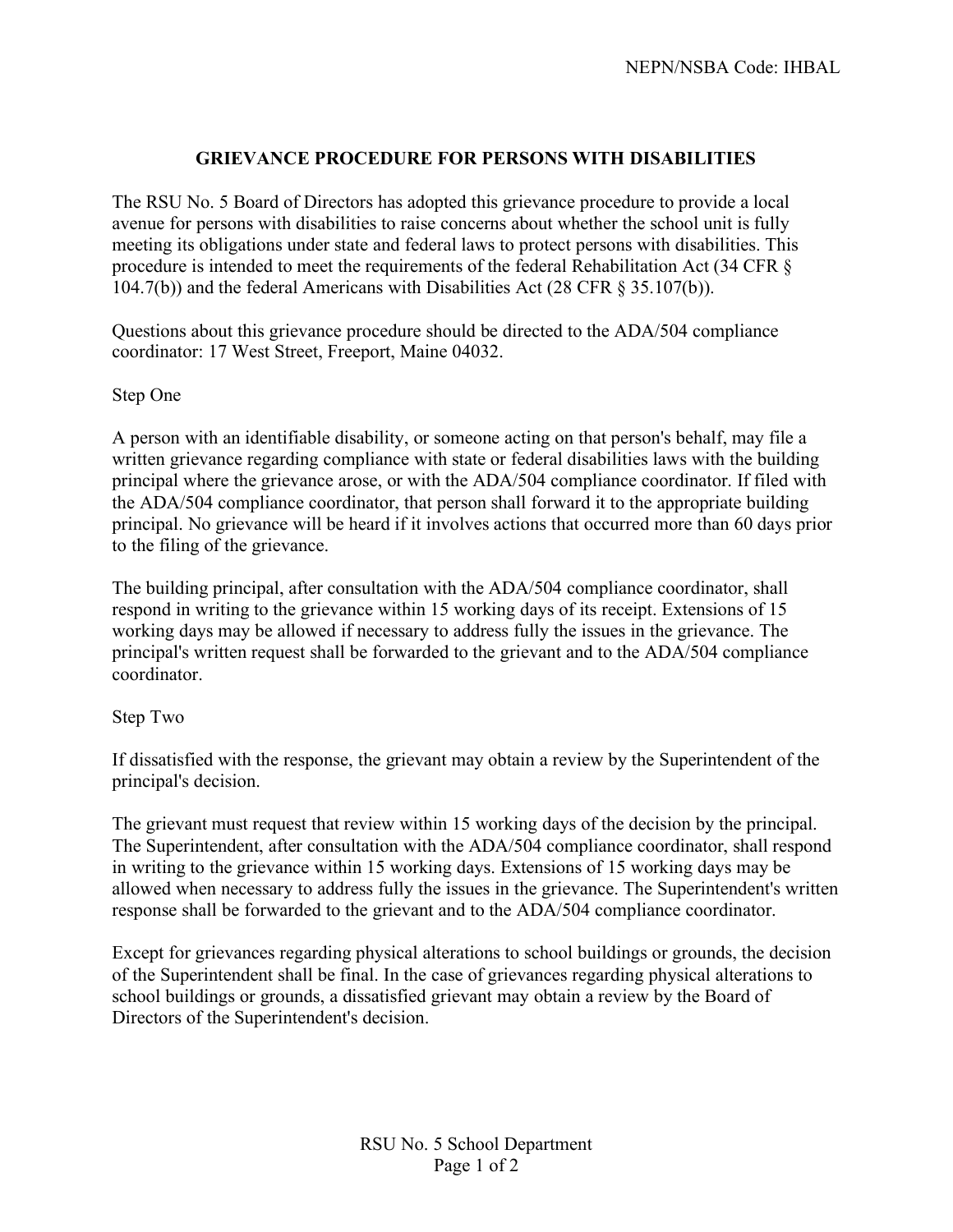# GRIEVANCE PROCEDURE FOR PERSONS WITH DISABILITIES

The RSU No. 5 Board of Directors has adopted this grievance procedure to provide a local avenue for persons with disabilities to raise concerns about whether the school unit is fully meeting its obligations under state and federal laws to protect persons with disabilities. This procedure is intended to meet the requirements of the federal Rehabilitation Act (34 CFR § 104.7(b)) and the federal Americans with Disabilities Act (28 CFR § 35.107(b)).

Questions about this grievance procedure should be directed to the ADA/504 compliance coordinator: 17 West Street, Freeport, Maine 04032.

## Step One

A person with an identifiable disability, or someone acting on that person's behalf, may file a written grievance regarding compliance with state or federal disabilities laws with the building principal where the grievance arose, or with the ADA/504 compliance coordinator. If filed with the ADA/504 compliance coordinator, that person shall forward it to the appropriate building principal. No grievance will be heard if it involves actions that occurred more than 60 days prior to the filing of the grievance.

The building principal, after consultation with the ADA/504 compliance coordinator, shall respond in writing to the grievance within 15 working days of its receipt. Extensions of 15 working days may be allowed if necessary to address fully the issues in the grievance. The principal's written request shall be forwarded to the grievant and to the ADA/504 compliance coordinator.

## Step Two

If dissatisfied with the response, the grievant may obtain a review by the Superintendent of the principal's decision.

The grievant must request that review within 15 working days of the decision by the principal. The Superintendent, after consultation with the ADA/504 compliance coordinator, shall respond in writing to the grievance within 15 working days. Extensions of 15 working days may be allowed when necessary to address fully the issues in the grievance. The Superintendent's written response shall be forwarded to the grievant and to the ADA/504 compliance coordinator.

Except for grievances regarding physical alterations to school buildings or grounds, the decision of the Superintendent shall be final. In the case of grievances regarding physical alterations to school buildings or grounds, a dissatisfied grievant may obtain a review by the Board of Directors of the Superintendent's decision.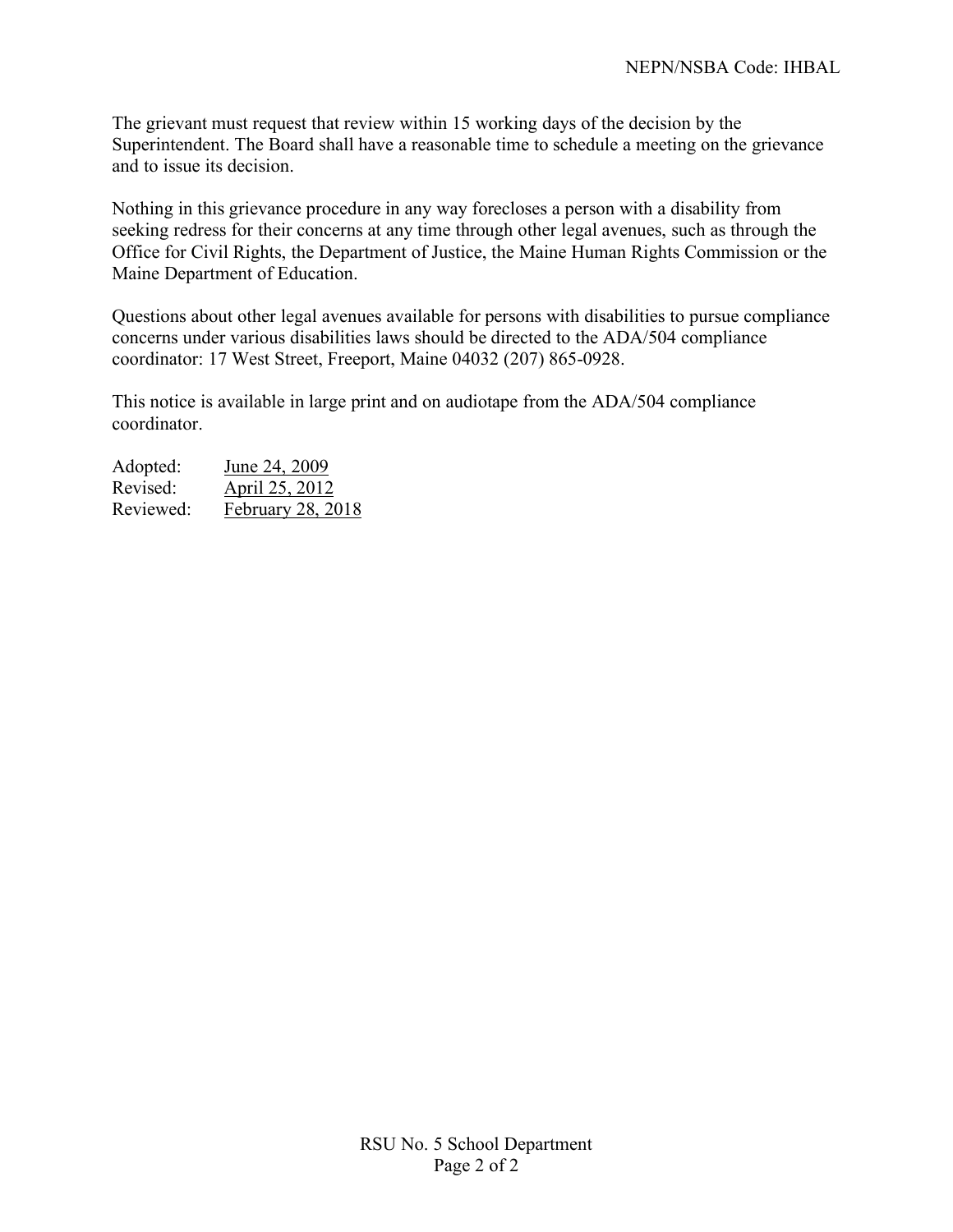The grievant must request that review within 15 working days of the decision by the Superintendent. The Board shall have a reasonable time to schedule a meeting on the grievance and to issue its decision.

Nothing in this grievance procedure in any way forecloses a person with a disability from seeking redress for their concerns at any time through other legal avenues, such as through the Office for Civil Rights, the Department of Justice, the Maine Human Rights Commission or the Maine Department of Education.

Questions about other legal avenues available for persons with disabilities to pursue compliance concerns under various disabilities laws should be directed to the ADA/504 compliance coordinator: 17 West Street, Freeport, Maine 04032 (207) 865-0928.

This notice is available in large print and on audiotape from the ADA/504 compliance coordinator.

| | |
|---|---|
| Adopted: | June 24, 2009 |
| Revised: | April 25, 2012 |
| Reviewed: | February 28, 2018 |